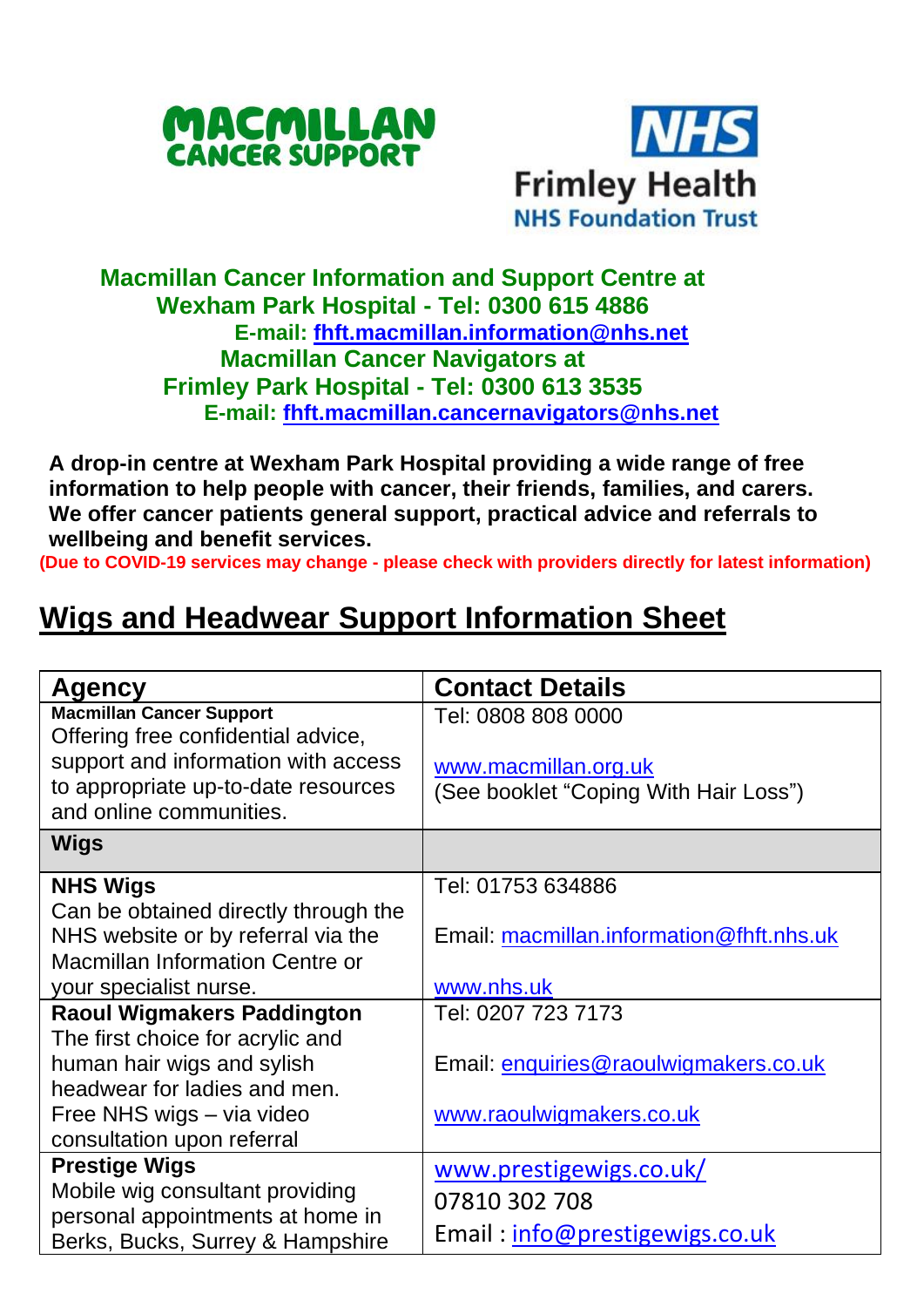**Macmillan Cancer Information and Support Centre at Wexham Park Hospital - Tel: 0300 615 4886**

**E-mail: fhft.macmillan.information@nhs.net**

**Macmillan Cancer Navigators at Frimley Park Hospital - Tel: 0300 613 3535**

**E-mail: fhft.macmillan.cancernavigators@nhs.net**

**A drop-in centre at Wexham Park Hospital providing a wide range of free information to help people with cancer, their friends, families, and carers. We offer cancer patients general support, practical advice and referrals to wellbeing and benefit services.**

**(Due to COVID-19 services may change - please check with providers directly for latest information)**

# Wigs and Headwear Support Information Sheet

| Agency | Contact Details |
|---|---|
| **Macmillan Cancer Support** Offering free confidential advice, support and information with access to appropriate up-to-date resources and online communities. | Tel: 0808 808 0000 www.macmillan.org.uk (See booklet "Coping With Hair Loss") |
| **Wigs** | |
| **NHS Wigs** Can be obtained directly through the NHS website or by referral via the Macmillan Information Centre or your specialist nurse. | Tel: 01753 634886 Email: macmillan.information@fhft.nhs.uk www.nhs.uk |
| **Raoul Wigmakers Paddington** The first choice for acrylic and human hair wigs and sylish headwear for ladies and men. Free NHS wigs – via video consultation upon referral | Tel: 0207 723 7173 Email: enquiries@raoulwigmakers.co.uk www.raoulwigmakers.co.uk |
| **Prestige Wigs** Mobile wig consultant providing personal appointments at home in Berks, Bucks, Surrey & Hampshire | www.prestigewigs.co.uk/ 07810 302 708 Email : info@prestigewigs.co.uk |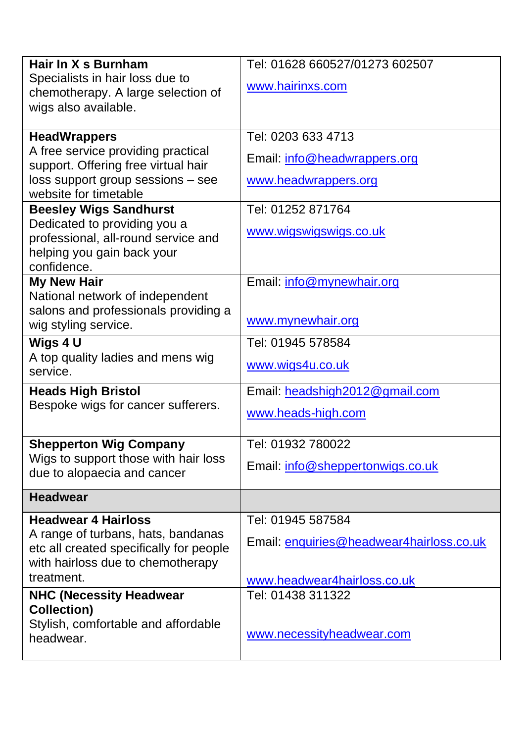| | |
|---|---|
| **Hair In X s Burnham**<br>Specialists in hair loss due to chemotherapy. A large selection of wigs also available. | Tel: 01628 660527/01273 602507<br>www.hairinxs.com |
| **HeadWrappers**<br>A free service providing practical support. Offering free virtual hair loss support group sessions – see website for timetable | Tel: 0203 633 4713<br>Email: info@headwrappers.org<br>www.headwrappers.org |
| **Beesley Wigs Sandhurst**<br>Dedicated to providing you a professional, all-round service and helping you gain back your confidence. | Tel: 01252 871764<br>www.wigswigswigs.co.uk |
| **My New Hair**<br>National network of independent salons and professionals providing a wig styling service. | Email: info@mynewhair.org<br>www.mynewhair.org |
| **Wigs 4 U**<br>A top quality ladies and mens wig service. | Tel: 01945 578584<br>www.wigs4u.co.uk |
| **Heads High Bristol**<br>Bespoke wigs for cancer sufferers. | Email: headshigh2012@gmail.com<br>www.heads-high.com |
| **Shepperton Wig Company**<br>Wigs to support those with hair loss due to alopaecia and cancer | Tel: 01932 780022<br>Email: info@sheppertonwigs.co.uk |
| **Headwear** | |
| **Headwear 4 Hairloss**<br>A range of turbans, hats, bandanas etc all created specifically for people with hairloss due to chemotherapy treatment. | Tel: 01945 587584<br>Email: enquiries@headwear4hairloss.co.uk<br>www.headwear4hairloss.co.uk |
| **NHC (Necessity Headwear Collection)**<br>Stylish, comfortable and affordable headwear. | Tel: 01438 311322<br>www.necessityheadwear.com |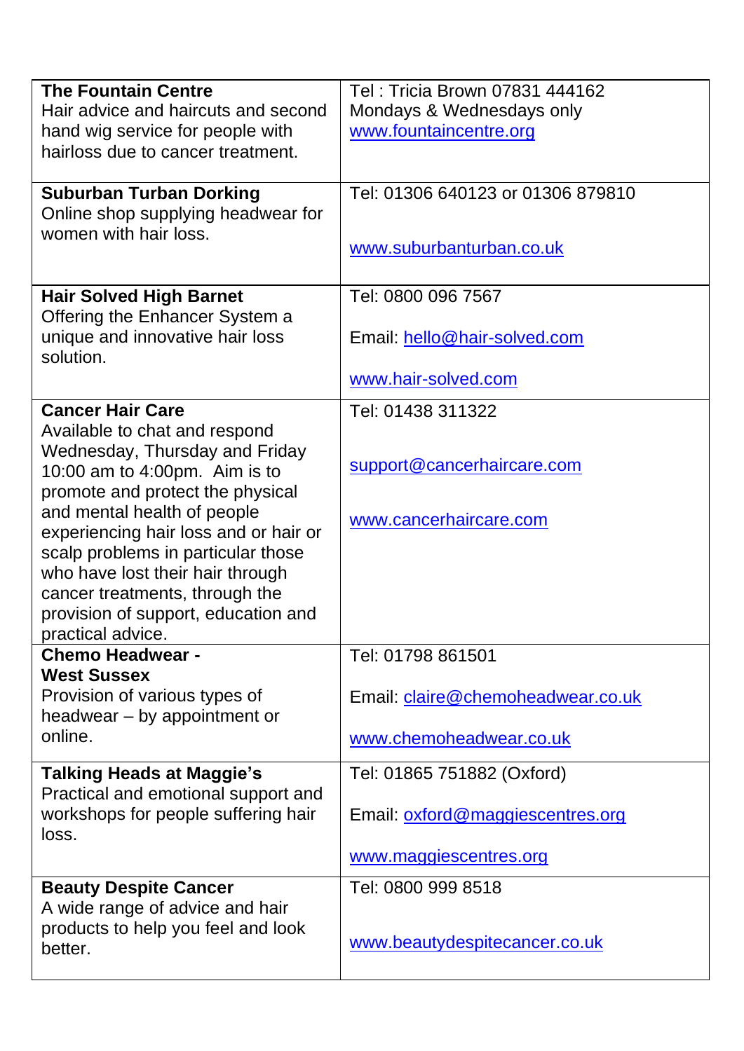| | |
|---|---|
| **The Fountain Centre**<br>Hair advice and haircuts and second hand wig service for people with hairloss due to cancer treatment. | Tel : Tricia Brown 07831 444162<br>Mondays & Wednesdays only<br>www.fountaincentre.org |
| **Suburban Turban Dorking**<br>Online shop supplying headwear for women with hair loss. | Tel: 01306 640123 or 01306 879810<br><br>www.suburbanturban.co.uk |
| **Hair Solved High Barnet**<br>Offering the Enhancer System a unique and innovative hair loss solution. | Tel: 0800 096 7567<br><br>Email: hello@hair-solved.com<br><br>www.hair-solved.com |
| **Cancer Hair Care**<br>Available to chat and respond Wednesday, Thursday and Friday 10:00 am to 4:00pm. Aim is to promote and protect the physical and mental health of people experiencing hair loss and or hair or scalp problems in particular those who have lost their hair through cancer treatments, through the provision of support, education and practical advice. | Tel: 01438 311322<br><br>support@cancerhaircare.com<br><br>www.cancerhaircare.com |
| **Chemo Headwear - West Sussex**<br>Provision of various types of headwear – by appointment or online. | Tel: 01798 861501<br><br>Email: claire@chemoheadwear.co.uk<br><br>www.chemoheadwear.co.uk |
| **Talking Heads at Maggie's**<br>Practical and emotional support and workshops for people suffering hair loss. | Tel: 01865 751882 (Oxford)<br><br>Email: oxford@maggiescentres.org<br><br>www.maggiescentres.org |
| **Beauty Despite Cancer**<br>A wide range of advice and hair products to help you feel and look better. | Tel: 0800 999 8518<br><br>www.beautydespitecancer.co.uk |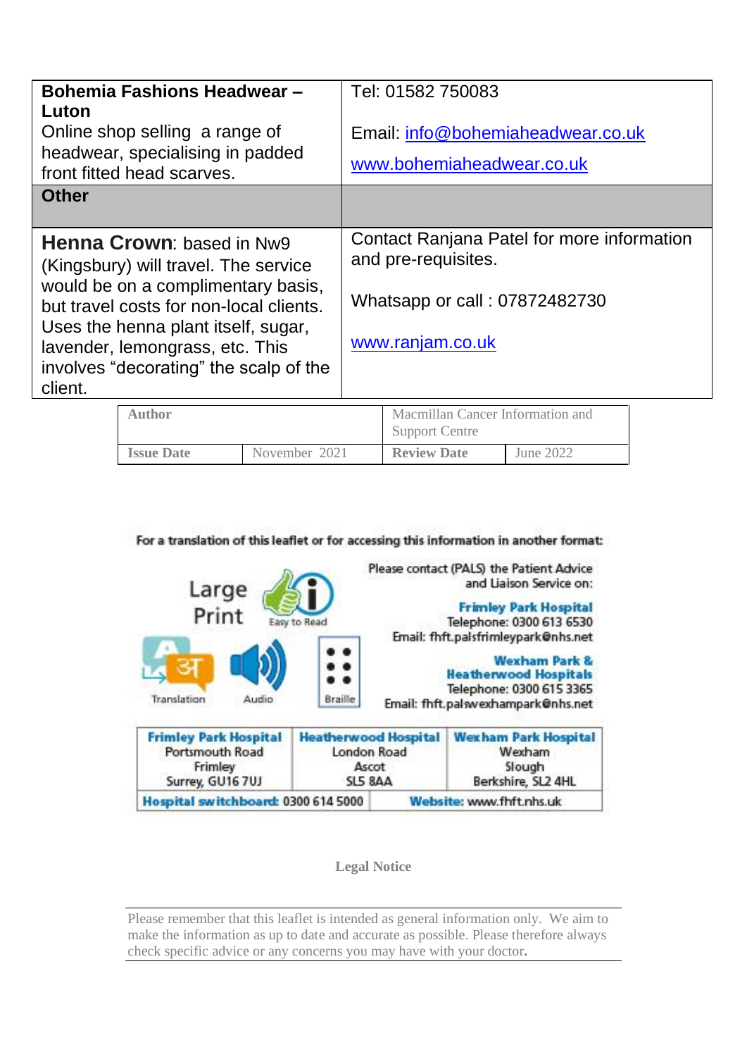| | |
|---|---|
| **Bohemia Fashions Headwear – Luton**<br>Online shop selling a range of headwear, specialising in padded front fitted head scarves. | Tel: 01582 750083<br><br>Email: info@bohemiaheadwear.co.uk<br><br>www.bohemiaheadwear.co.uk |
| **Other** | |
| **Henna Crown**: based in Nw9 (Kingsbury) will travel. The service would be on a complimentary basis, but travel costs for non-local clients. Uses the henna plant itself, sugar, lavender, lemongrass, etc. This involves "decorating" the scalp of the client. | Contact Ranjana Patel for more information and pre-requisites.<br><br>Whatsapp or call : 07872482730<br><br>www.ranjam.co.uk |

| | | | |
|---|---|---|---|
| **Author** | | Macmillan Cancer Information and Support Centre | |
| **Issue Date** | November 2021 | **Review Date** | June 2022 |

For a translation of this leaflet or for accessing this information in another format:

Large Print | Easy to Read | Translation | Audio | Braille

Please contact (PALS) the Patient Advice and Liaison Service on:

**Frimley Park Hospital**
Telephone: 0300 613 6530
Email: fhft.palsfrimleypark@nhs.net

**Wexham Park & Heatherwood Hospitals**
Telephone: 0300 615 3365
Email: fhft.palswexhampark@nhs.net

| | | |
|---|---|---|
| **Frimley Park Hospital**<br>Portsmouth Road<br>Frimley<br>Surrey, GU16 7UJ | **Heatherwood Hospital**<br>London Road<br>Ascot<br>SL5 8AA | **Wexham Park Hospital**<br>Wexham<br>Slough<br>Berkshire, SL2 4HL |
| **Hospital switchboard:** 0300 614 5000 | **Website:** www.fhft.nhs.uk | |

**Legal Notice**

Please remember that this leaflet is intended as general information only. We aim to make the information as up to date and accurate as possible. Please therefore always check specific advice or any concerns you may have with your doctor.